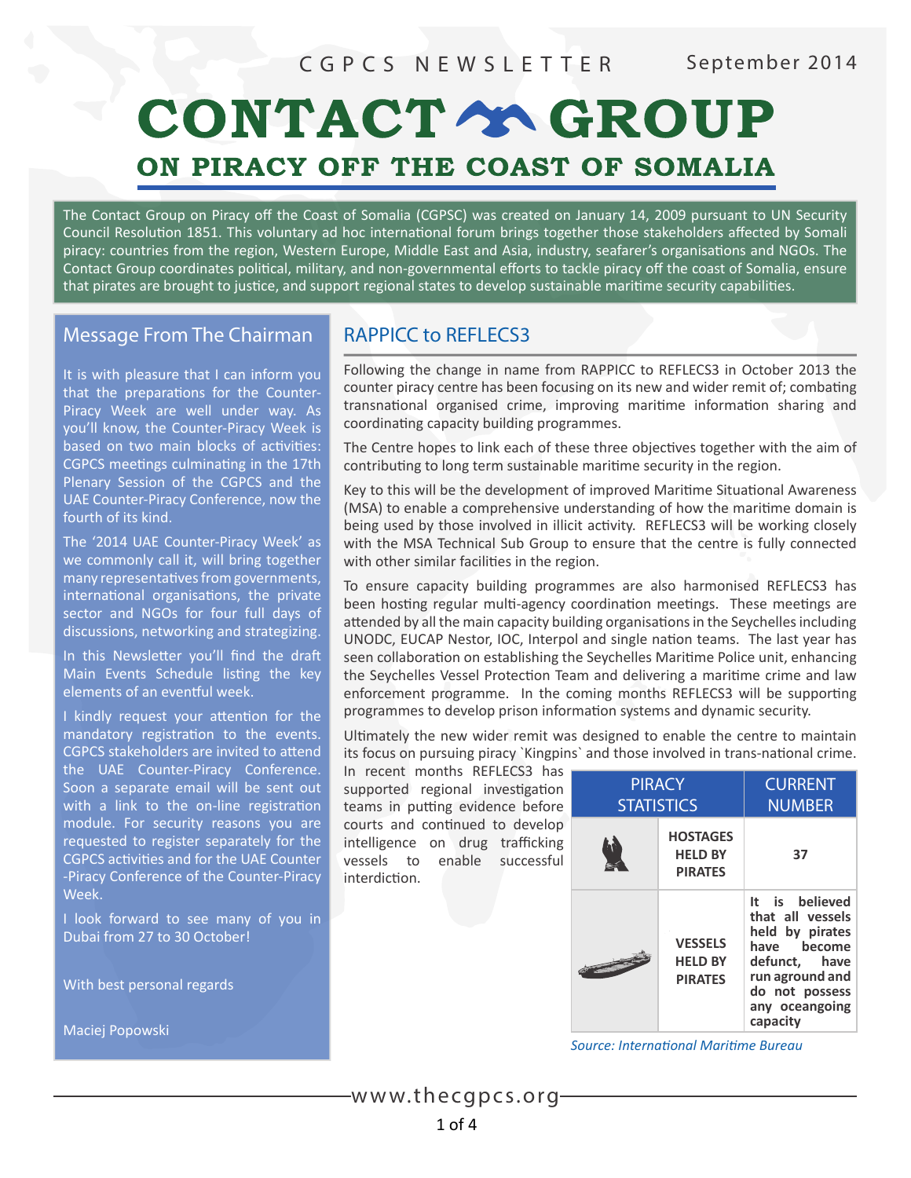CGPCS NEWSLETTER September 2014

# CONTACT GROUP

## ON PIRACY OFF THE COAST OF SOMALIA

The Contact Group on Piracy off the Coast of Somalia (CGPSC) was created on January 14, 2009 pursuant to UN Security Council Resolution 1851. This voluntary ad hoc international forum brings together those stakeholders affected by Somali piracy: countries from the region, Western Europe, Middle East and Asia, industry, seafarer's organisations and NGOs. The Contact Group coordinates political, military, and non-governmental efforts to tackle piracy off the coast of Somalia, ensure that pirates are brought to justice, and support regional states to develop sustainable maritime security capabilities.

### Message From The Chairman

It is with pleasure that I can inform you that the preparations for the Counter-Piracy Week are well under way. As you'll know, the Counter-Piracy Week is based on two main blocks of activities: CGPCS meetings culminating in the 17th Plenary Session of the CGPCS and the UAE Counter-Piracy Conference, now the fourth of its kind.

The '2014 UAE Counter-Piracy Week' as we commonly call it, will bring together many representatives from governments, international organisations, the private sector and NGOs for four full days of discussions, networking and strategizing.

In this Newsletter you'll find the draft Main Events Schedule listing the key elements of an eventful week.

I kindly request your attention for the mandatory registration to the events. CGPCS stakeholders are invited to attend the UAE Counter-Piracy Conference. Soon a separate email will be sent out with a link to the on-line registration module. For security reasons you are requested to register separately for the CGPCS activities and for the UAE Counter-Piracy Conference of the Counter-Piracy Week.

I look forward to see many of you in Dubai from 27 to 30 October!

With best personal regards

Maciej Popowski

### RAPPICC to REFLECS3

Following the change in name from RAPPICC to REFLECS3 in October 2013 the counter piracy centre has been focusing on its new and wider remit of; combating transnational organised crime, improving maritime information sharing and coordinating capacity building programmes.

The Centre hopes to link each of these three objectives together with the aim of contributing to long term sustainable maritime security in the region.

Key to this will be the development of improved Maritime Situational Awareness (MSA) to enable a comprehensive understanding of how the maritime domain is being used by those involved in illicit activity. REFLECS3 will be working closely with the MSA Technical Sub Group to ensure that the centre is fully connected with other similar facilities in the region.

To ensure capacity building programmes are also harmonised REFLECS3 has been hosting regular multi-agency coordination meetings. These meetings are attended by all the main capacity building organisations in the Seychelles including UNODC, EUCAP Nestor, IOC, Interpol and single nation teams. The last year has seen collaboration on establishing the Seychelles Maritime Police unit, enhancing the Seychelles Vessel Protection Team and delivering a maritime crime and law enforcement programme. In the coming months REFLECS3 will be supporting programmes to develop prison information systems and dynamic security.

Ultimately the new wider remit was designed to enable the centre to maintain its focus on pursuing piracy `Kingpins` and those involved in trans-national crime. In recent months REFLECS3 has supported regional investigation teams in putting evidence before courts and continued to develop intelligence on drug trafficking vessels to enable successful interdiction.

| PIRACY STATISTICS | | CURRENT NUMBER |
|---|---|---|
| | **HOSTAGES HELD BY PIRATES** | **37** |
| | **VESSELS HELD BY PIRATES** | **It is believed that all vessels held by pirates have become defunct, have run aground and do not possess any oceangoing capacity** |

*Source: International Maritime Bureau*

www.thecgpcs.org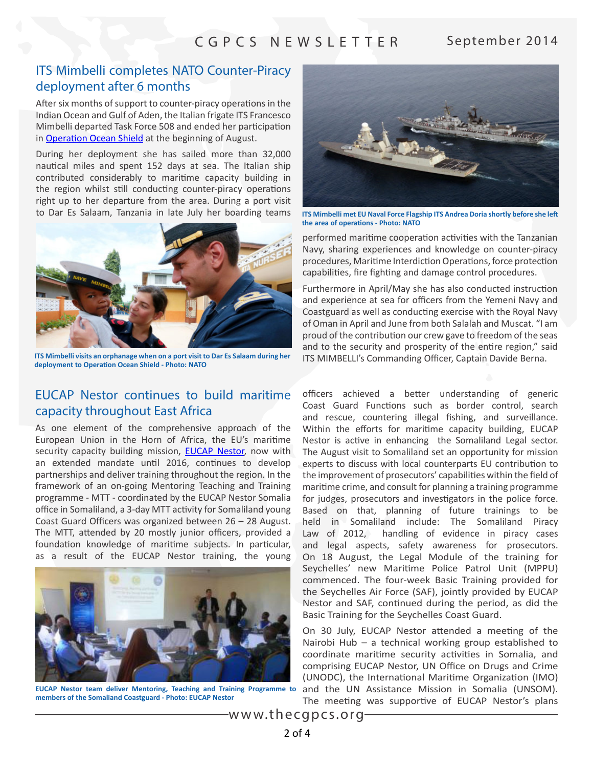## ITS Mimbelli completes NATO Counter-Piracy deployment after 6 months

After six months of support to counter-piracy operations in the Indian Ocean and Gulf of Aden, the Italian frigate ITS Francesco Mimbelli departed Task Force 508 and ended her participation in Operation Ocean Shield at the beginning of August.

During her deployment she has sailed more than 32,000 nautical miles and spent 152 days at sea. The Italian ship contributed considerably to maritime capacity building in the region whilst still conducting counter-piracy operations right up to her departure from the area. During a port visit to Dar Es Salaam, Tanzania in late July her boarding teams performed maritime cooperation activities with the Tanzanian Navy, sharing experiences and knowledge on counter-piracy procedures, Maritime Interdiction Operations, force protection capabilities, fire fighting and damage control procedures.

**ITS Mimbelli visits an orphanage when on a port visit to Dar Es Salaam during her deployment to Operation Ocean Shield - Photo: NATO**

**ITS Mimbelli met EU Naval Force Flagship ITS Andrea Doria shortly before she left the area of operations - Photo: NATO**

Furthermore in April/May she has also conducted instruction and experience at sea for officers from the Yemeni Navy and Coastguard as well as conducting exercise with the Royal Navy of Oman in April and June from both Salalah and Muscat. "I am proud of the contribution our crew gave to freedom of the seas and to the security and prosperity of the entire region," said ITS MIMBELLI's Commanding Officer, Captain Davide Berna.

## EUCAP Nestor continues to build maritime capacity throughout East Africa

As one element of the comprehensive approach of the European Union in the Horn of Africa, the EU's maritime security capacity building mission, EUCAP Nestor, now with an extended mandate until 2016, continues to develop partnerships and deliver training throughout the region. In the framework of an on-going Mentoring Teaching and Training programme - MTT - coordinated by the EUCAP Nestor Somalia office in Somaliland, a 3-day MTT activity for Somaliland young Coast Guard Officers was organized between 26 – 28 August. The MTT, attended by 20 mostly junior officers, provided a foundation knowledge of maritime subjects. In particular, as a result of the EUCAP Nestor training, the young officers achieved a better understanding of generic Coast Guard Functions such as border control, search and rescue, countering illegal fishing, and surveillance. Within the efforts for maritime capacity building, EUCAP Nestor is active in enhancing the Somaliland Legal sector. The August visit to Somaliland set an opportunity for mission experts to discuss with local counterparts EU contribution to the improvement of prosecutors' capabilities within the field of maritime crime, and consult for planning a training programme for judges, prosecutors and investigators in the police force. Based on that, planning of future trainings to be held in Somaliland include: The Somaliland Piracy Law of 2012, handling of evidence in piracy cases and legal aspects, safety awareness for prosecutors. On 18 August, the Legal Module of the training for Seychelles' new Maritime Police Patrol Unit (MPPU) commenced. The four-week Basic Training provided for the Seychelles Air Force (SAF), jointly provided by EUCAP Nestor and SAF, continued during the period, as did the Basic Training for the Seychelles Coast Guard.

**EUCAP Nestor team deliver Mentoring, Teaching and Training Programme to members of the Somaliland Coastguard - Photo: EUCAP Nestor**

On 30 July, EUCAP Nestor attended a meeting of the Nairobi Hub – a technical working group established to coordinate maritime security activities in Somalia, and comprising EUCAP Nestor, UN Office on Drugs and Crime (UNODC), the International Maritime Organization (IMO) and the UN Assistance Mission in Somalia (UNSOM). The meeting was supportive of EUCAP Nestor's plans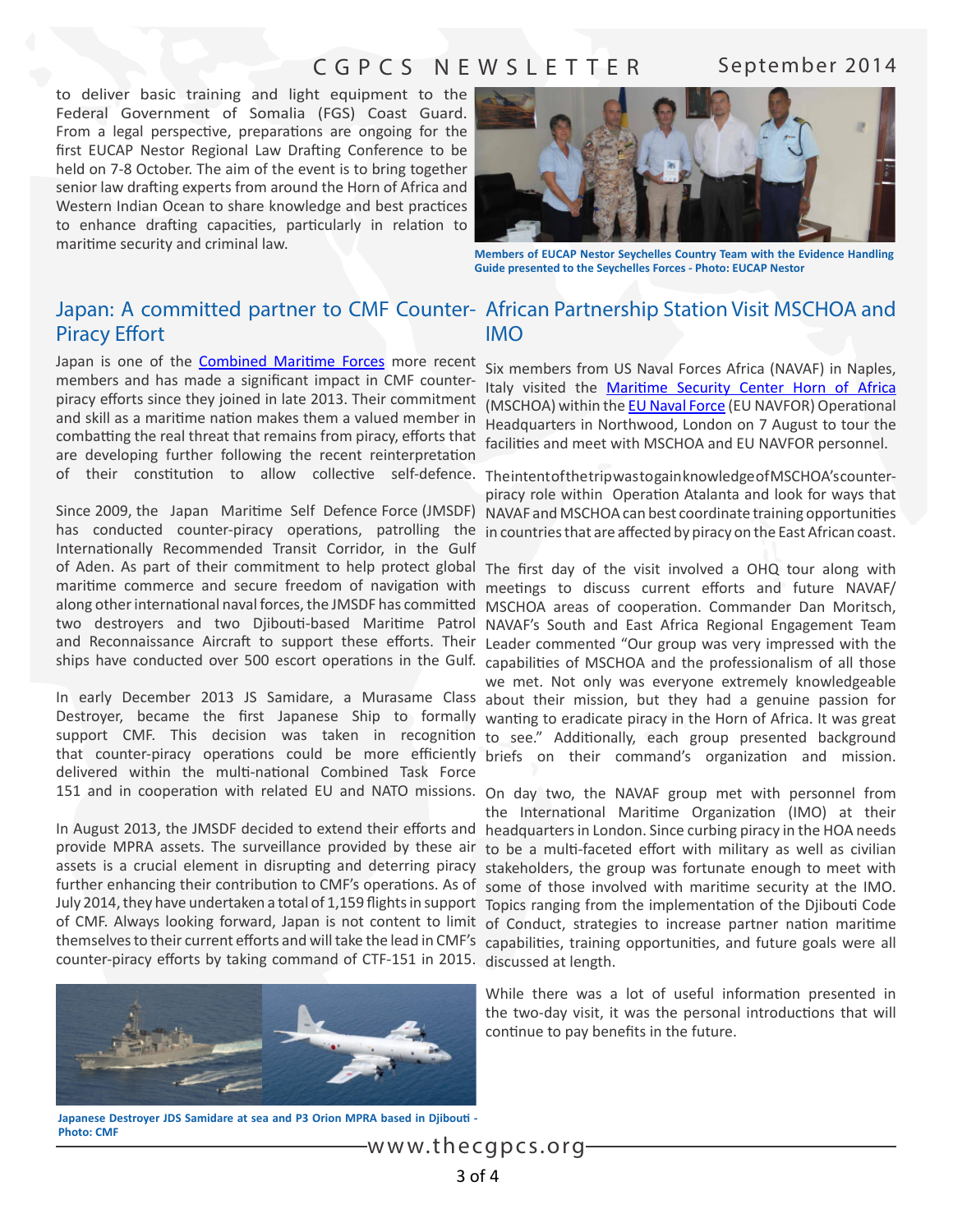to deliver basic training and light equipment to the Federal Government of Somalia (FGS) Coast Guard. From a legal perspective, preparations are ongoing for the first EUCAP Nestor Regional Law Drafting Conference to be held on 7-8 October. The aim of the event is to bring together senior law drafting experts from around the Horn of Africa and Western Indian Ocean to share knowledge and best practices to enhance drafting capacities, particularly in relation to maritime security and criminal law.

**Members of EUCAP Nestor Seychelles Country Team with the Evidence Handling Guide presented to the Seychelles Forces - Photo: EUCAP Nestor**

## Japan: A committed partner to CMF Counter-Piracy Effort

Japan is one of the Combined Maritime Forces more recent members and has made a significant impact in CMF counter-piracy efforts since they joined in late 2013. Their commitment and skill as a maritime nation makes them a valued member in combatting the real threat that remains from piracy, efforts that are developing further following the recent reinterpretation of their constitution to allow collective self-defence.

Since 2009, the Japan Maritime Self Defence Force (JMSDF) has conducted counter-piracy operations, patrolling the Internationally Recommended Transit Corridor, in the Gulf of Aden. As part of their commitment to help protect global maritime commerce and secure freedom of navigation with along other international naval forces, the JMSDF has committed two destroyers and two Djibouti-based Maritime Patrol and Reconnaissance Aircraft to support these efforts. Their ships have conducted over 500 escort operations in the Gulf.

In early December 2013 JS Samidare, a Murasame Class Destroyer, became the first Japanese Ship to formally support CMF. This decision was taken in recognition that counter-piracy operations could be more efficiently delivered within the multi-national Combined Task Force 151 and in cooperation with related EU and NATO missions.

In August 2013, the JMSDF decided to extend their efforts and provide MPRA assets. The surveillance provided by these air assets is a crucial element in disrupting and deterring piracy further enhancing their contribution to CMF's operations. As of July 2014, they have undertaken a total of 1,159 flights in support of CMF. Always looking forward, Japan is not content to limit themselves to their current efforts and will take the lead in CMF's counter-piracy efforts by taking command of CTF-151 in 2015.

**Japanese Destroyer JDS Samidare at sea and P3 Orion MPRA based in Djibouti - Photo: CMF**

## African Partnership Station Visit MSCHOA and IMO

Six members from US Naval Forces Africa (NAVAF) in Naples, Italy visited the Maritime Security Center Horn of Africa (MSCHOA) within the EU Naval Force (EU NAVFOR) Operational Headquarters in Northwood, London on 7 August to tour the facilities and meet with MSCHOA and EU NAVFOR personnel.

The intent of the trip was to gain knowledge of MSCHOA's counter-piracy role within Operation Atalanta and look for ways that NAVAF and MSCHOA can best coordinate training opportunities in countries that are affected by piracy on the East African coast.

The first day of the visit involved a OHQ tour along with meetings to discuss current efforts and future NAVAF/MSCHOA areas of cooperation. Commander Dan Moritsch, NAVAF's South and East Africa Regional Engagement Team Leader commented "Our group was very impressed with the capabilities of MSCHOA and the professionalism of all those we met. Not only was everyone extremely knowledgeable about their mission, but they had a genuine passion for wanting to eradicate piracy in the Horn of Africa. It was great to see." Additionally, each group presented background briefs on their command's organization and mission.

On day two, the NAVAF group met with personnel from the International Maritime Organization (IMO) at their headquarters in London. Since curbing piracy in the HOA needs to be a multi-faceted effort with military as well as civilian stakeholders, the group was fortunate enough to meet with some of those involved with maritime security at the IMO. Topics ranging from the implementation of the Djibouti Code of Conduct, strategies to increase partner nation maritime capabilities, training opportunities, and future goals were all discussed at length.

While there was a lot of useful information presented in the two-day visit, it was the personal introductions that will continue to pay benefits in the future.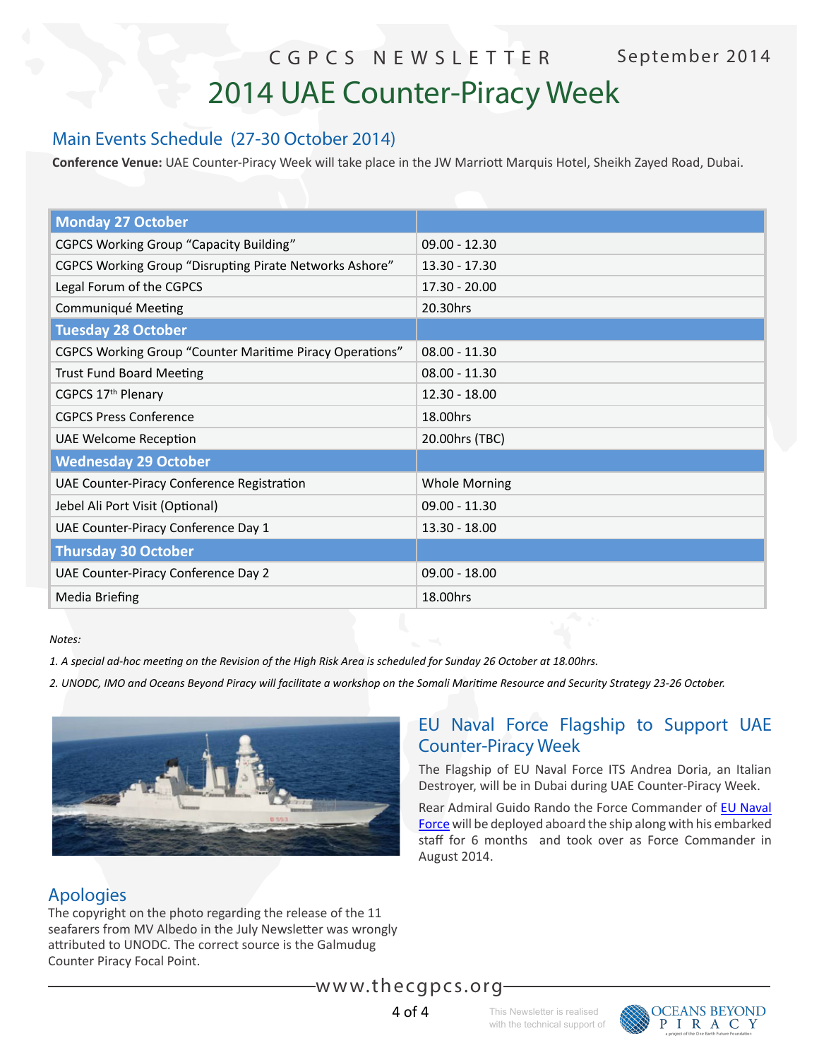# 2014 UAE Counter-Piracy Week

## Main Events Schedule (27-30 October 2014)

**Conference Venue:** UAE Counter-Piracy Week will take place in the JW Marriott Marquis Hotel, Sheikh Zayed Road, Dubai.

| **Monday 27 October** | |
|---|---|
| CGPCS Working Group "Capacity Building" | 09.00 - 12.30 |
| CGPCS Working Group "Disrupting Pirate Networks Ashore" | 13.30 - 17.30 |
| Legal Forum of the CGPCS | 17.30 - 20.00 |
| Communiqué Meeting | 20.30hrs |
| **Tuesday 28 October** | |
| CGPCS Working Group "Counter Maritime Piracy Operations" | 08.00 - 11.30 |
| Trust Fund Board Meeting | 08.00 - 11.30 |
| CGPCS 17th Plenary | 12.30 - 18.00 |
| CGPCS Press Conference | 18.00hrs |
| UAE Welcome Reception | 20.00hrs (TBC) |
| **Wednesday 29 October** | |
| UAE Counter-Piracy Conference Registration | Whole Morning |
| Jebel Ali Port Visit (Optional) | 09.00 - 11.30 |
| UAE Counter-Piracy Conference Day 1 | 13.30 - 18.00 |
| **Thursday 30 October** | |
| UAE Counter-Piracy Conference Day 2 | 09.00 - 18.00 |
| Media Briefing | 18.00hrs |

*Notes:*

*1. A special ad-hoc meeting on the Revision of the High Risk Area is scheduled for Sunday 26 October at 18.00hrs.*

*2. UNODC, IMO and Oceans Beyond Piracy will facilitate a workshop on the Somali Maritime Resource and Security Strategy 23-26 October.*

## EU Naval Force Flagship to Support UAE Counter-Piracy Week

The Flagship of EU Naval Force ITS Andrea Doria, an Italian Destroyer, will be in Dubai during UAE Counter-Piracy Week.

Rear Admiral Guido Rando the Force Commander of EU Naval Force will be deployed aboard the ship along with his embarked staff for 6 months and took over as Force Commander in August 2014.

## Apologies

The copyright on the photo regarding the release of the 11 seafarers from MV Albedo in the July Newsletter was wrongly attributed to UNODC. The correct source is the Galmudug Counter Piracy Focal Point.

www.thecgpcs.org

This Newsletter is realised with the technical support of OCEANS BEYOND PIRACY, a project of the One Earth Future Foundation